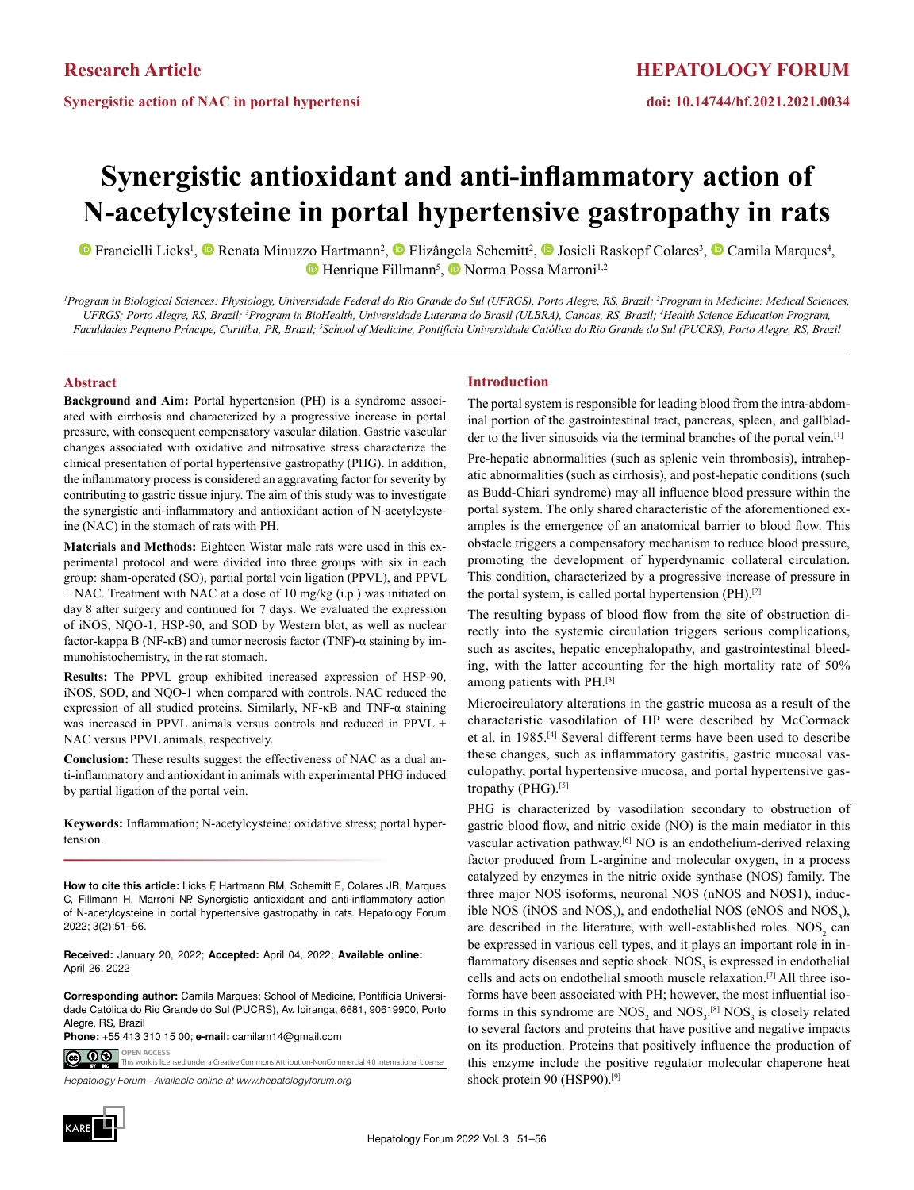Research Article

Synergistic action of NAC in portal hypertensi

doi: 10.14744/hf.2021.2021.0034

# Synergistic antioxidant and anti-inflammatory action of N-acetylcysteine in portal hypertensive gastropathy in rats

Francielli Licks[1], Renata Minuzzo Hartmann[2], Elizângela Schemitt[2], Josieli Raskopf Colares[3], Camila Marques[4], Henrique Fillmann[5], Norma Possa Marroni[1,2]

[1]Program in Biological Sciences: Physiology, Universidade Federal do Rio Grande do Sul (UFRGS), Porto Alegre, RS, Brazil; [2]Program in Medicine: Medical Sciences, UFRGS; Porto Alegre, RS, Brazil; [3]Program in BioHealth, Universidade Luterana do Brasil (ULBRA), Canoas, RS, Brazil; [4]Health Science Education Program, Faculdades Pequeno Príncipe, Curitiba, PR, Brazil; [5]School of Medicine, Pontifícia Universidade Católica do Rio Grande do Sul (PUCRS), Porto Alegre, RS, Brazil

## Abstract

**Background and Aim:** Portal hypertension (PH) is a syndrome associated with cirrhosis and characterized by a progressive increase in portal pressure, with consequent compensatory vascular dilation. Gastric vascular changes associated with oxidative and nitrosative stress characterize the clinical presentation of portal hypertensive gastropathy (PHG). In addition, the inflammatory process is considered an aggravating factor for severity by contributing to gastric tissue injury. The aim of this study was to investigate the synergistic anti-inflammatory and antioxidant action of N-acetylcysteine (NAC) in the stomach of rats with PH.

**Materials and Methods:** Eighteen Wistar male rats were used in this experimental protocol and were divided into three groups with six in each group: sham-operated (SO), partial portal vein ligation (PPVL), and PPVL + NAC. Treatment with NAC at a dose of 10 mg/kg (i.p.) was initiated on day 8 after surgery and continued for 7 days. We evaluated the expression of iNOS, NQO-1, HSP-90, and SOD by Western blot, as well as nuclear factor-kappa B (NF-κB) and tumor necrosis factor (TNF)-α staining by immunohistochemistry, in the rat stomach.

**Results:** The PPVL group exhibited increased expression of HSP-90, iNOS, SOD, and NQO-1 when compared with controls. NAC reduced the expression of all studied proteins. Similarly, NF-κB and TNF-α staining was increased in PPVL animals versus controls and reduced in PPVL + NAC versus PPVL animals, respectively.

**Conclusion:** These results suggest the effectiveness of NAC as a dual anti-inflammatory and antioxidant in animals with experimental PHG induced by partial ligation of the portal vein.

**Keywords:** Inflammation; N-acetylcysteine; oxidative stress; portal hypertension.

**How to cite this article:** Licks F, Hartmann RM, Schemitt E, Colares JR, Marques C, Fillmann H, Marroni NP. Synergistic antioxidant and anti-inflammatory action of N-acetylcysteine in portal hypertensive gastropathy in rats. Hepatology Forum 2022; 3(2):51–56.

**Received:** January 20, 2022; **Accepted:** April 04, 2022; **Available online:** April 26, 2022

**Corresponding author:** Camila Marques; School of Medicine, Pontifícia Universidade Católica do Rio Grande do Sul (PUCRS), Av. Ipiranga, 6681, 90619900, Porto Alegre, RS, Brazil
**Phone:** +55 413 310 15 00; **e-mail:** camilam14@gmail.com

OPEN ACCESS
This work is licensed under a Creative Commons Attribution-NonCommercial 4.0 International License.

*Hepatology Forum - Available online at www.hepatologyforum.org*

## Introduction

The portal system is responsible for leading blood from the intra-abdominal portion of the gastrointestinal tract, pancreas, spleen, and gallbladder to the liver sinusoids via the terminal branches of the portal vein.[1]

Pre-hepatic abnormalities (such as splenic vein thrombosis), intrahepatic abnormalities (such as cirrhosis), and post-hepatic conditions (such as Budd-Chiari syndrome) may all influence blood pressure within the portal system. The only shared characteristic of the aforementioned examples is the emergence of an anatomical barrier to blood flow. This obstacle triggers a compensatory mechanism to reduce blood pressure, promoting the development of hyperdynamic collateral circulation. This condition, characterized by a progressive increase of pressure in the portal system, is called portal hypertension (PH).[2]

The resulting bypass of blood flow from the site of obstruction directly into the systemic circulation triggers serious complications, such as ascites, hepatic encephalopathy, and gastrointestinal bleeding, with the latter accounting for the high mortality rate of 50% among patients with PH.[3]

Microcirculatory alterations in the gastric mucosa as a result of the characteristic vasodilation of HP were described by McCormack et al. in 1985.[4] Several different terms have been used to describe these changes, such as inflammatory gastritis, gastric mucosal vasculopathy, portal hypertensive mucosa, and portal hypertensive gastropathy (PHG).[5]

PHG is characterized by vasodilation secondary to obstruction of gastric blood flow, and nitric oxide (NO) is the main mediator in this vascular activation pathway.[6] NO is an endothelium-derived relaxing factor produced from L-arginine and molecular oxygen, in a process catalyzed by enzymes in the nitric oxide synthase (NOS) family. The three major NOS isoforms, neuronal NOS (nNOS and NOS1), inducible NOS (iNOS and $NOS_2$), and endothelial NOS (eNOS and $NOS_3$), are described in the literature, with well-established roles. $NOS_2$ can be expressed in various cell types, and it plays an important role in inflammatory diseases and septic shock. $NOS_3$ is expressed in endothelial cells and acts on endothelial smooth muscle relaxation.[7] All three isoforms have been associated with PH; however, the most influential isoforms in this syndrome are $NOS_2$ and $NOS_3$.[8] $NOS_3$ is closely related to several factors and proteins that have positive and negative impacts on its production. Proteins that positively influence the production of this enzyme include the positive regulator molecular chaperone heat shock protein 90 (HSP90).[9]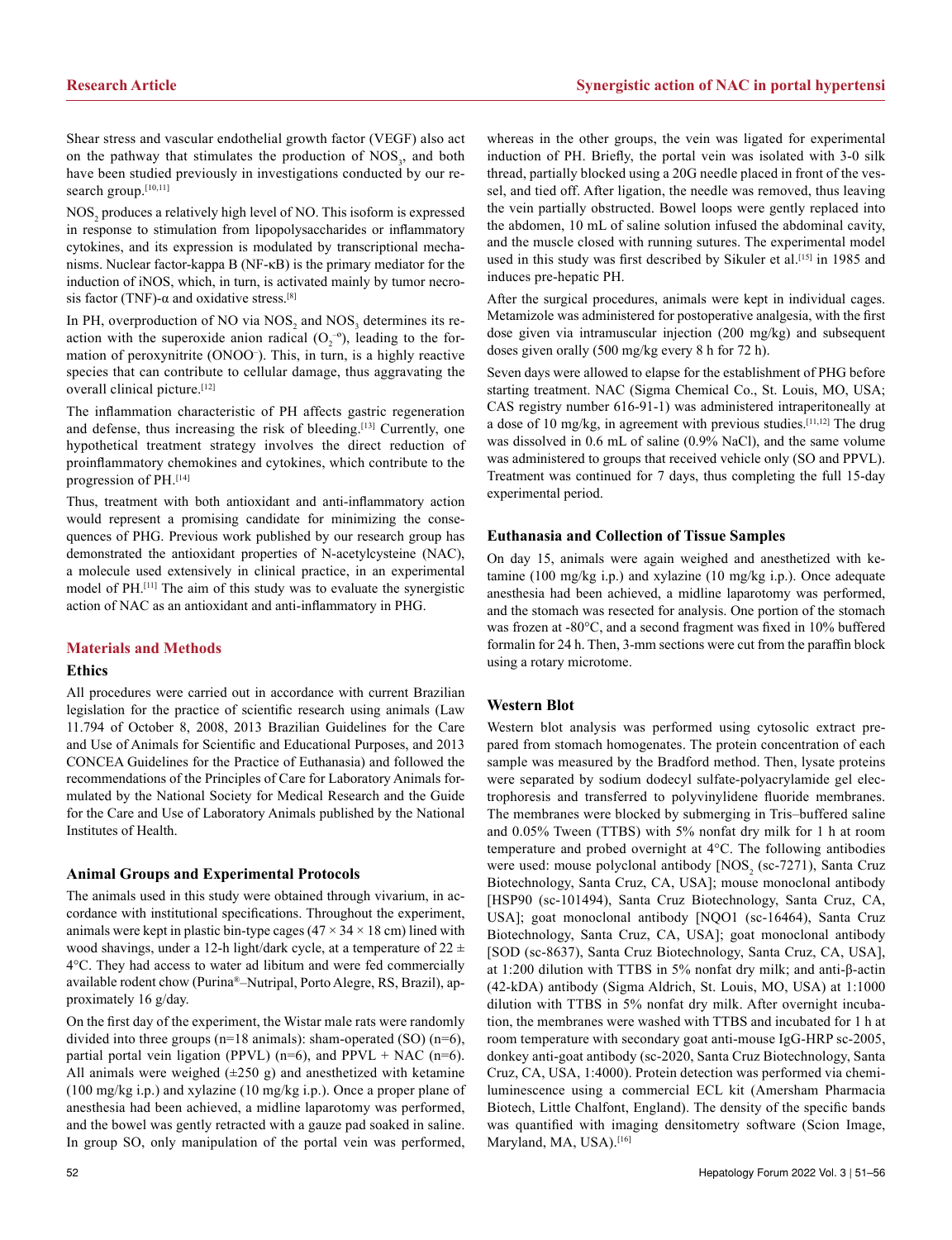Shear stress and vascular endothelial growth factor (VEGF) also act on the pathway that stimulates the production of $NOS_3$, and both have been studied previously in investigations conducted by our research group.[10,11]

$NOS_2$ produces a relatively high level of NO. This isoform is expressed in response to stimulation from lipopolysaccharides or inflammatory cytokines, and its expression is modulated by transcriptional mechanisms. Nuclear factor-kappa B (NF-κB) is the primary mediator for the induction of iNOS, which, in turn, is activated mainly by tumor necrosis factor (TNF)-α and oxidative stress.[8]

In PH, overproduction of NO via $NOS_2$ and $NOS_3$ determines its reaction with the superoxide anion radical ($O_2^{-o}$), leading to the formation of peroxynitrite ($ONOO^-$). This, in turn, is a highly reactive species that can contribute to cellular damage, thus aggravating the overall clinical picture.[12]

The inflammation characteristic of PH affects gastric regeneration and defense, thus increasing the risk of bleeding.[13] Currently, one hypothetical treatment strategy involves the direct reduction of proinflammatory chemokines and cytokines, which contribute to the progression of PH.[14]

Thus, treatment with both antioxidant and anti-inflammatory action would represent a promising candidate for minimizing the consequences of PHG. Previous work published by our research group has demonstrated the antioxidant properties of N-acetylcysteine (NAC), a molecule used extensively in clinical practice, in an experimental model of PH.[11] The aim of this study was to evaluate the synergistic action of NAC as an antioxidant and anti-inflammatory in PHG.

## Materials and Methods

### Ethics

All procedures were carried out in accordance with current Brazilian legislation for the practice of scientific research using animals (Law 11.794 of October 8, 2008, 2013 Brazilian Guidelines for the Care and Use of Animals for Scientific and Educational Purposes, and 2013 CONCEA Guidelines for the Practice of Euthanasia) and followed the recommendations of the Principles of Care for Laboratory Animals formulated by the National Society for Medical Research and the Guide for the Care and Use of Laboratory Animals published by the National Institutes of Health.

### Animal Groups and Experimental Protocols

The animals used in this study were obtained through vivarium, in accordance with institutional specifications. Throughout the experiment, animals were kept in plastic bin-type cages (47 × 34 × 18 cm) lined with wood shavings, under a 12-h light/dark cycle, at a temperature of 22 ± 4°C. They had access to water ad libitum and were fed commercially available rodent chow (Purina®–Nutripal, Porto Alegre, RS, Brazil), approximately 16 g/day.

On the first day of the experiment, the Wistar male rats were randomly divided into three groups (n=18 animals): sham-operated (SO) (n=6), partial portal vein ligation (PPVL) (n=6), and PPVL + NAC (n=6). All animals were weighed (±250 g) and anesthetized with ketamine (100 mg/kg i.p.) and xylazine (10 mg/kg i.p.). Once a proper plane of anesthesia had been achieved, a midline laparotomy was performed, and the bowel was gently retracted with a gauze pad soaked in saline. In group SO, only manipulation of the portal vein was performed, whereas in the other groups, the vein was ligated for experimental induction of PH. Briefly, the portal vein was isolated with 3-0 silk thread, partially blocked using a 20G needle placed in front of the vessel, and tied off. After ligation, the needle was removed, thus leaving the vein partially obstructed. Bowel loops were gently replaced into the abdomen, 10 mL of saline solution infused the abdominal cavity, and the muscle closed with running sutures. The experimental model used in this study was first described by Sikuler et al.[15] in 1985 and induces pre-hepatic PH.

After the surgical procedures, animals were kept in individual cages. Metamizole was administered for postoperative analgesia, with the first dose given via intramuscular injection (200 mg/kg) and subsequent doses given orally (500 mg/kg every 8 h for 72 h).

Seven days were allowed to elapse for the establishment of PHG before starting treatment. NAC (Sigma Chemical Co., St. Louis, MO, USA; CAS registry number 616-91-1) was administered intraperitoneally at a dose of 10 mg/kg, in agreement with previous studies.[11,12] The drug was dissolved in 0.6 mL of saline (0.9% NaCl), and the same volume was administered to groups that received vehicle only (SO and PPVL). Treatment was continued for 7 days, thus completing the full 15-day experimental period.

### Euthanasia and Collection of Tissue Samples

On day 15, animals were again weighed and anesthetized with ketamine (100 mg/kg i.p.) and xylazine (10 mg/kg i.p.). Once adequate anesthesia had been achieved, a midline laparotomy was performed, and the stomach was resected for analysis. One portion of the stomach was frozen at -80°C, and a second fragment was fixed in 10% buffered formalin for 24 h. Then, 3-mm sections were cut from the paraffin block using a rotary microtome.

### Western Blot

Western blot analysis was performed using cytosolic extract prepared from stomach homogenates. The protein concentration of each sample was measured by the Bradford method. Then, lysate proteins were separated by sodium dodecyl sulfate-polyacrylamide gel electrophoresis and transferred to polyvinylidene fluoride membranes. The membranes were blocked by submerging in Tris–buffered saline and 0.05% Tween (TTBS) with 5% nonfat dry milk for 1 h at room temperature and probed overnight at 4°C. The following antibodies were used: mouse polyclonal antibody [$NOS_2$ (sc-7271), Santa Cruz Biotechnology, Santa Cruz, CA, USA]; mouse monoclonal antibody [HSP90 (sc-101494), Santa Cruz Biotechnology, Santa Cruz, CA, USA]; goat monoclonal antibody [NQO1 (sc-16464), Santa Cruz Biotechnology, Santa Cruz, CA, USA]; goat monoclonal antibody [SOD (sc-8637), Santa Cruz Biotechnology, Santa Cruz, CA, USA], at 1:200 dilution with TTBS in 5% nonfat dry milk; and anti-β-actin (42-kDA) antibody (Sigma Aldrich, St. Louis, MO, USA) at 1:1000 dilution with TTBS in 5% nonfat dry milk. After overnight incubation, the membranes were washed with TTBS and incubated for 1 h at room temperature with secondary goat anti-mouse IgG-HRP sc-2005, donkey anti-goat antibody (sc-2020, Santa Cruz Biotechnology, Santa Cruz, CA, USA, 1:4000). Protein detection was performed via chemiluminescence using a commercial ECL kit (Amersham Pharmacia Biotech, Little Chalfont, England). The density of the specific bands was quantified with imaging densitometry software (Scion Image, Maryland, MA, USA).[16]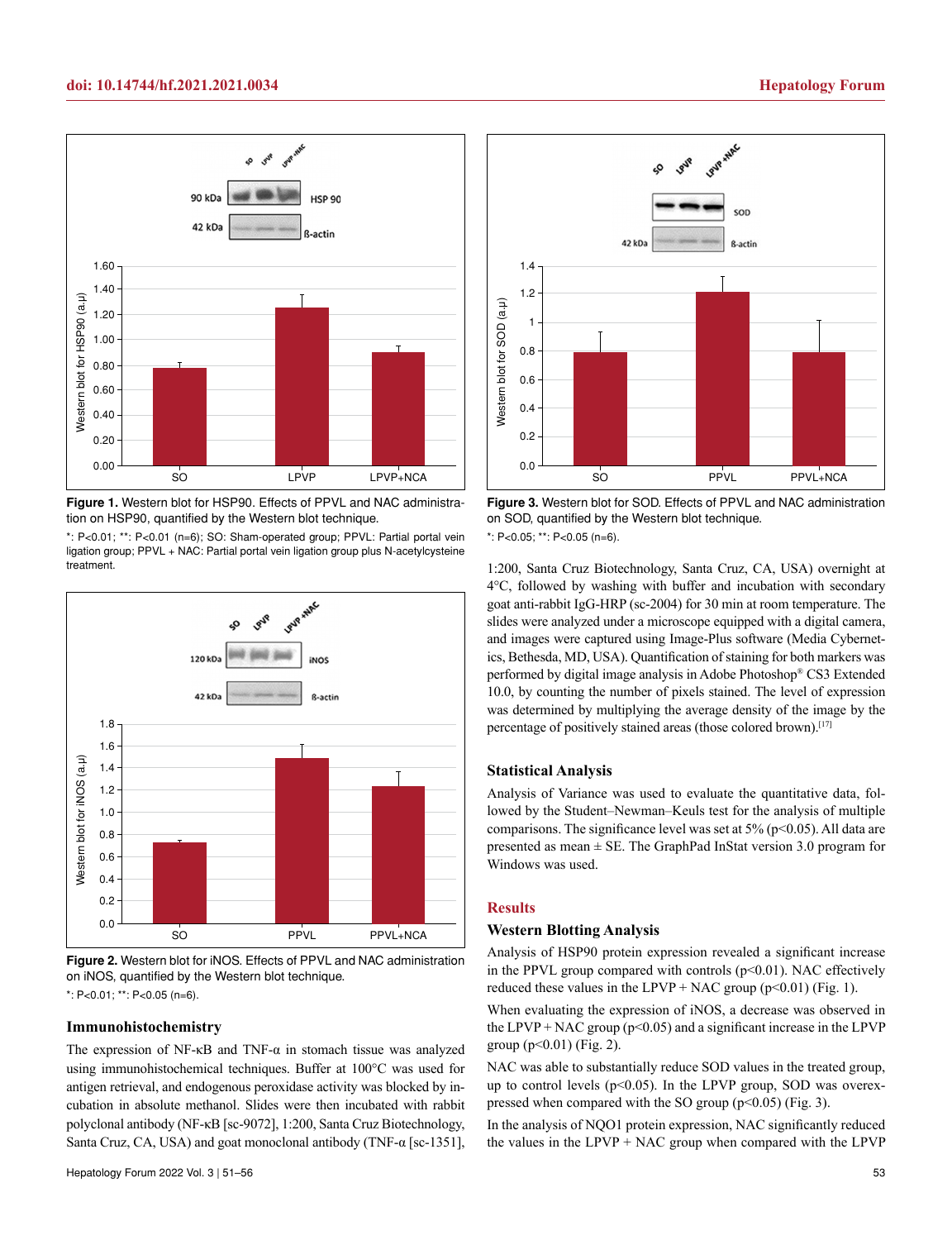Figure 1. Western blot for HSP90. Effects of PPVL and NAC administration on HSP90, quantified by the Western blot technique.

*: P<0.01; **: P<0.01 (n=6); SO: Sham-operated group; PPVL: Partial portal vein ligation group; PPVL + NAC: Partial portal vein ligation group plus N-acetylcysteine treatment.

Figure 2. Western blot for iNOS. Effects of PPVL and NAC administration on iNOS, quantified by the Western blot technique.

*: P<0.01; **: P<0.05 (n=6).

Figure 3. Western blot for SOD. Effects of PPVL and NAC administration on SOD, quantified by the Western blot technique.

*: P<0.05; **: P<0.05 (n=6).

### Immunohistochemistry

The expression of NF-κB and TNF-α in stomach tissue was analyzed using immunohistochemical techniques. Buffer at 100°C was used for antigen retrieval, and endogenous peroxidase activity was blocked by incubation in absolute methanol. Slides were then incubated with rabbit polyclonal antibody (NF-κB [sc-9072], 1:200, Santa Cruz Biotechnology, Santa Cruz, CA, USA) and goat monoclonal antibody (TNF-α [sc-1351], 1:200, Santa Cruz Biotechnology, Santa Cruz, CA, USA) overnight at 4°C, followed by washing with buffer and incubation with secondary goat anti-rabbit IgG-HRP (sc-2004) for 30 min at room temperature. The slides were analyzed under a microscope equipped with a digital camera, and images were captured using Image-Plus software (Media Cybernetics, Bethesda, MD, USA). Quantification of staining for both markers was performed by digital image analysis in Adobe Photoshop® CS3 Extended 10.0, by counting the number of pixels stained. The level of expression was determined by multiplying the average density of the image by the percentage of positively stained areas (those colored brown).[17]

### Statistical Analysis

Analysis of Variance was used to evaluate the quantitative data, followed by the Student–Newman–Keuls test for the analysis of multiple comparisons. The significance level was set at 5% (p<0.05). All data are presented as mean ± SE. The GraphPad InStat version 3.0 program for Windows was used.

## Results

### Western Blotting Analysis

Analysis of HSP90 protein expression revealed a significant increase in the PPVL group compared with controls (p<0.01). NAC effectively reduced these values in the LPVP + NAC group (p<0.01) (Fig. 1).

When evaluating the expression of iNOS, a decrease was observed in the LPVP + NAC group (p<0.05) and a significant increase in the LPVP group (p<0.01) (Fig. 2).

NAC was able to substantially reduce SOD values in the treated group, up to control levels (p<0.05). In the LPVP group, SOD was overexpressed when compared with the SO group (p<0.05) (Fig. 3).

In the analysis of NQO1 protein expression, NAC significantly reduced the values in the LPVP + NAC group when compared with the LPVP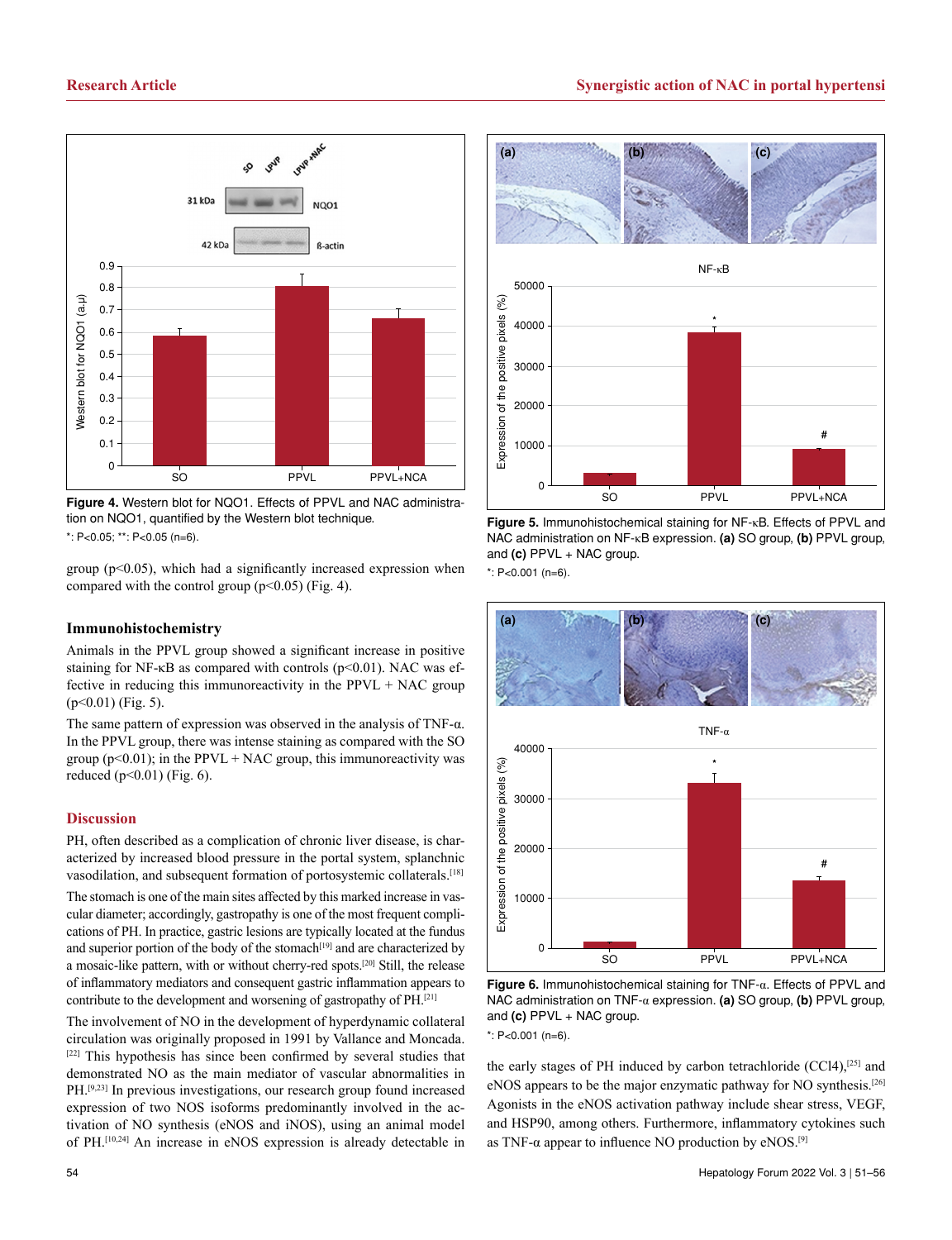**Figure 4.** Western blot for NQO1. Effects of PPVL and NAC administration on NQO1, quantified by the Western blot technique.

*: P<0.05; **: P<0.05 (n=6).

group ($p<0.05$), which had a significantly increased expression when compared with the control group ($p<0.05$) (Fig. 4).

### Immunohistochemistry

Animals in the PPVL group showed a significant increase in positive staining for NF-κB as compared with controls ($p<0.01$). NAC was effective in reducing this immunoreactivity in the PPVL + NAC group ($p<0.01$) (Fig. 5).

The same pattern of expression was observed in the analysis of TNF-α. In the PPVL group, there was intense staining as compared with the SO group ($p<0.01$); in the PPVL + NAC group, this immunoreactivity was reduced ($p<0.01$) (Fig. 6).

## Discussion

PH, often described as a complication of chronic liver disease, is characterized by increased blood pressure in the portal system, splanchnic vasodilation, and subsequent formation of portosystemic collaterals.[18]

The stomach is one of the main sites affected by this marked increase in vascular diameter; accordingly, gastropathy is one of the most frequent complications of PH. In practice, gastric lesions are typically located at the fundus and superior portion of the body of the stomach[19] and are characterized by a mosaic-like pattern, with or without cherry-red spots.[20] Still, the release of inflammatory mediators and consequent gastric inflammation appears to contribute to the development and worsening of gastropathy of PH.[21]

The involvement of NO in the development of hyperdynamic collateral circulation was originally proposed in 1991 by Vallance and Moncada.[22] This hypothesis has since been confirmed by several studies that demonstrated NO as the main mediator of vascular abnormalities in PH.[9,23] In previous investigations, our research group found increased expression of two NOS isoforms predominantly involved in the activation of NO synthesis (eNOS and iNOS), using an animal model of PH.[10,24] An increase in eNOS expression is already detectable in the early stages of PH induced by carbon tetrachloride (CCl4),[25] and eNOS appears to be the major enzymatic pathway for NO synthesis.[26] Agonists in the eNOS activation pathway include shear stress, VEGF, and HSP90, among others. Furthermore, inflammatory cytokines such as TNF-α appear to influence NO production by eNOS.[9]

**Figure 5.** Immunohistochemical staining for NF-κB. Effects of PPVL and NAC administration on NF-κB expression. **(a)** SO group, **(b)** PPVL group, and **(c)** PPVL + NAC group.

*: P<0.001 (n=6).

**Figure 6.** Immunohistochemical staining for TNF-α. Effects of PPVL and NAC administration on TNF-α expression. **(a)** SO group, **(b)** PPVL group, and **(c)** PPVL + NAC group.

*: P<0.001 (n=6).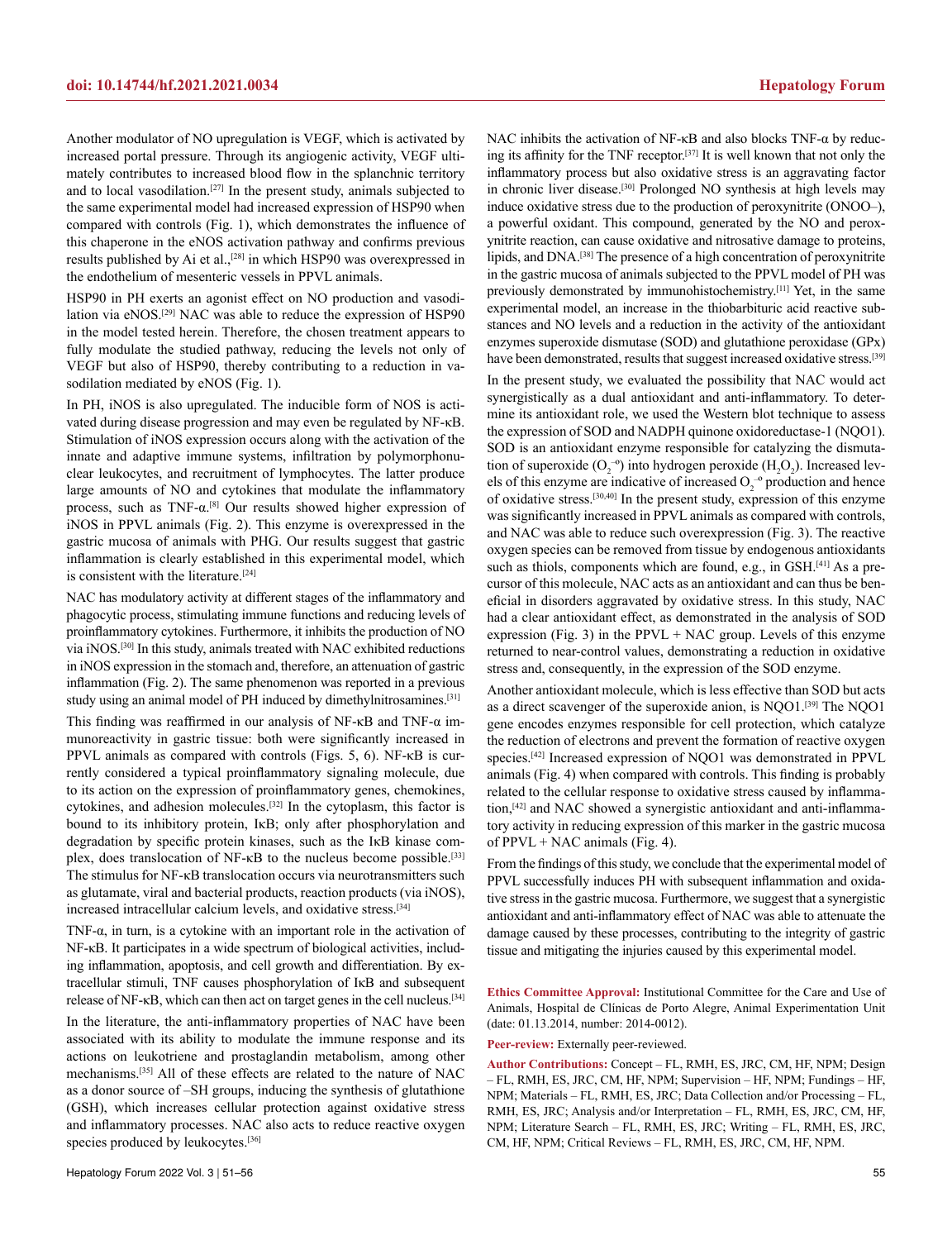Another modulator of NO upregulation is VEGF, which is activated by increased portal pressure. Through its angiogenic activity, VEGF ultimately contributes to increased blood flow in the splanchnic territory and to local vasodilation.[27] In the present study, animals subjected to the same experimental model had increased expression of HSP90 when compared with controls (Fig. 1), which demonstrates the influence of this chaperone in the eNOS activation pathway and confirms previous results published by Ai et al.,[28] in which HSP90 was overexpressed in the endothelium of mesenteric vessels in PPVL animals.

HSP90 in PH exerts an agonist effect on NO production and vasodilation via eNOS.[29] NAC was able to reduce the expression of HSP90 in the model tested herein. Therefore, the chosen treatment appears to fully modulate the studied pathway, reducing the levels not only of VEGF but also of HSP90, thereby contributing to a reduction in vasodilation mediated by eNOS (Fig. 1).

In PH, iNOS is also upregulated. The inducible form of NOS is activated during disease progression and may even be regulated by NF-κB. Stimulation of iNOS expression occurs along with the activation of the innate and adaptive immune systems, infiltration by polymorphonuclear leukocytes, and recruitment of lymphocytes. The latter produce large amounts of NO and cytokines that modulate the inflammatory process, such as TNF-α.[8] Our results showed higher expression of iNOS in PPVL animals (Fig. 2). This enzyme is overexpressed in the gastric mucosa of animals with PHG. Our results suggest that gastric inflammation is clearly established in this experimental model, which is consistent with the literature.[24]

NAC has modulatory activity at different stages of the inflammatory and phagocytic process, stimulating immune functions and reducing levels of proinflammatory cytokines. Furthermore, it inhibits the production of NO via iNOS.[30] In this study, animals treated with NAC exhibited reductions in iNOS expression in the stomach and, therefore, an attenuation of gastric inflammation (Fig. 2). The same phenomenon was reported in a previous study using an animal model of PH induced by dimethylnitrosamines.[31]

This finding was reaffirmed in our analysis of NF-κB and TNF-α immunoreactivity in gastric tissue: both were significantly increased in PPVL animals as compared with controls (Figs. 5, 6). NF-κB is currently considered a typical proinflammatory signaling molecule, due to its action on the expression of proinflammatory genes, chemokines, cytokines, and adhesion molecules.[32] In the cytoplasm, this factor is bound to its inhibitory protein, IκB; only after phosphorylation and degradation by specific protein kinases, such as the IκB kinase complex, does translocation of NF-κB to the nucleus become possible.[33] The stimulus for NF-κB translocation occurs via neurotransmitters such as glutamate, viral and bacterial products, reaction products (via iNOS), increased intracellular calcium levels, and oxidative stress.[34]

TNF-α, in turn, is a cytokine with an important role in the activation of NF-κB. It participates in a wide spectrum of biological activities, including inflammation, apoptosis, and cell growth and differentiation. By extracellular stimuli, TNF causes phosphorylation of IκB and subsequent release of NF-κB, which can then act on target genes in the cell nucleus.[34]

In the literature, the anti-inflammatory properties of NAC have been associated with its ability to modulate the immune response and its actions on leukotriene and prostaglandin metabolism, among other mechanisms.[35] All of these effects are related to the nature of NAC as a donor source of –SH groups, inducing the synthesis of glutathione (GSH), which increases cellular protection against oxidative stress and inflammatory processes. NAC also acts to reduce reactive oxygen species produced by leukocytes.[36]

NAC inhibits the activation of NF-κB and also blocks TNF-α by reducing its affinity for the TNF receptor.[37] It is well known that not only the inflammatory process but also oxidative stress is an aggravating factor in chronic liver disease.[30] Prolonged NO synthesis at high levels may induce oxidative stress due to the production of peroxynitrite (ONOO–), a powerful oxidant. This compound, generated by the NO and peroxynitrite reaction, can cause oxidative and nitrosative damage to proteins, lipids, and DNA.[38] The presence of a high concentration of peroxynitrite in the gastric mucosa of animals subjected to the PPVL model of PH was previously demonstrated by immunohistochemistry.[11] Yet, in the same experimental model, an increase in the thiobarbituric acid reactive substances and NO levels and a reduction in the activity of the antioxidant enzymes superoxide dismutase (SOD) and glutathione peroxidase (GPx) have been demonstrated, results that suggest increased oxidative stress.[39]

In the present study, we evaluated the possibility that NAC would act synergistically as a dual antioxidant and anti-inflammatory. To determine its antioxidant role, we used the Western blot technique to assess the expression of SOD and NADPH quinone oxidoreductase-1 (NQO1). SOD is an antioxidant enzyme responsible for catalyzing the dismutation of superoxide ($O_2^{-o}$) into hydrogen peroxide ($H_2O_2$). Increased levels of this enzyme are indicative of increased $O_2^{-o}$ production and hence of oxidative stress.[30,40] In the present study, expression of this enzyme was significantly increased in PPVL animals as compared with controls, and NAC was able to reduce such overexpression (Fig. 3). The reactive oxygen species can be removed from tissue by endogenous antioxidants such as thiols, components which are found, e.g., in GSH.[41] As a precursor of this molecule, NAC acts as an antioxidant and can thus be beneficial in disorders aggravated by oxidative stress. In this study, NAC had a clear antioxidant effect, as demonstrated in the analysis of SOD expression (Fig. 3) in the PPVL + NAC group. Levels of this enzyme returned to near-control values, demonstrating a reduction in oxidative stress and, consequently, in the expression of the SOD enzyme.

Another antioxidant molecule, which is less effective than SOD but acts as a direct scavenger of the superoxide anion, is NQO1.[39] The NQO1 gene encodes enzymes responsible for cell protection, which catalyze the reduction of electrons and prevent the formation of reactive oxygen species.[42] Increased expression of NQO1 was demonstrated in PPVL animals (Fig. 4) when compared with controls. This finding is probably related to the cellular response to oxidative stress caused by inflammation,[42] and NAC showed a synergistic antioxidant and anti-inflammatory activity in reducing expression of this marker in the gastric mucosa of PPVL + NAC animals (Fig. 4).

From the findings of this study, we conclude that the experimental model of PPVL successfully induces PH with subsequent inflammation and oxidative stress in the gastric mucosa. Furthermore, we suggest that a synergistic antioxidant and anti-inflammatory effect of NAC was able to attenuate the damage caused by these processes, contributing to the integrity of gastric tissue and mitigating the injuries caused by this experimental model.

**Ethics Committee Approval:** Institutional Committee for the Care and Use of Animals, Hospital de Clínicas de Porto Alegre, Animal Experimentation Unit (date: 01.13.2014, number: 2014-0012).

**Peer-review:** Externally peer-reviewed.

**Author Contributions:** Concept – FL, RMH, ES, JRC, CM, HF, NPM; Design – FL, RMH, ES, JRC, CM, HF, NPM; Supervision – HF, NPM; Fundings – HF, NPM; Materials – FL, RMH, ES, JRC; Data Collection and/or Processing – FL, RMH, ES, JRC; Analysis and/or Interpretation – FL, RMH, ES, JRC, CM, HF, NPM; Literature Search – FL, RMH, ES, JRC; Writing – FL, RMH, ES, JRC, CM, HF, NPM; Critical Reviews – FL, RMH, ES, JRC, CM, HF, NPM.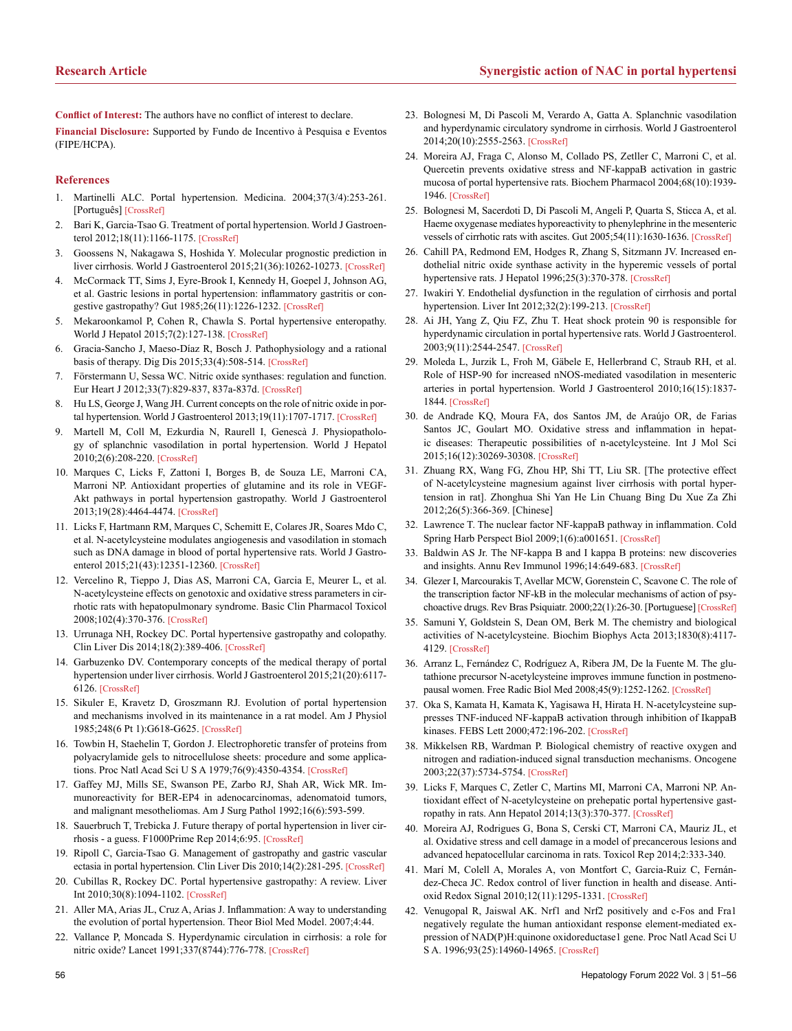**Conflict of Interest:** The authors have no conflict of interest to declare.

**Financial Disclosure:** Supported by Fundo de Incentivo à Pesquisa e Eventos (FIPE/HCPA).

## References

1. Martinelli ALC. Portal hypertension. Medicina. 2004;37(3/4):253-261. [Português] [CrossRef]
2. Bari K, Garcia-Tsao G. Treatment of portal hypertension. World J Gastroenterol 2012;18(11):1166-1175. [CrossRef]
3. Goossens N, Nakagawa S, Hoshida Y. Molecular prognostic prediction in liver cirrhosis. World J Gastroenterol 2015;21(36):10262-10273. [CrossRef]
4. McCormack TT, Sims J, Eyre-Brook I, Kennedy H, Goepel J, Johnson AG, et al. Gastric lesions in portal hypertension: inflammatory gastritis or congestive gastropathy? Gut 1985;26(11):1226-1232. [CrossRef]
5. Mekaroonkamol P, Cohen R, Chawla S. Portal hypertensive enteropathy. World J Hepatol 2015;7(2):127-138. [CrossRef]
6. Gracia-Sancho J, Maeso-Díaz R, Bosch J. Pathophysiology and a rational basis of therapy. Dig Dis 2015;33(4):508-514. [CrossRef]
7. Förstermann U, Sessa WC. Nitric oxide synthases: regulation and function. Eur Heart J 2012;33(7):829-837, 837a-837d. [CrossRef]
8. Hu LS, George J, Wang JH. Current concepts on the role of nitric oxide in portal hypertension. World J Gastroenterol 2013;19(11):1707-1717. [CrossRef]
9. Martell M, Coll M, Ezkurdia N, Raurell I, Genescà J. Physiopathology of splanchnic vasodilation in portal hypertension. World J Hepatol 2010;2(6):208-220. [CrossRef]
10. Marques C, Licks F, Zattoni I, Borges B, de Souza LE, Marroni CA, Marroni NP. Antioxidant properties of glutamine and its role in VEGF-Akt pathways in portal hypertension gastropathy. World J Gastroenterol 2013;19(28):4464-4474. [CrossRef]
11. Licks F, Hartmann RM, Marques C, Schemitt E, Colares JR, Soares Mdo C, et al. N-acetylcysteine modulates angiogenesis and vasodilation in stomach such as DNA damage in blood of portal hypertensive rats. World J Gastroenterol 2015;21(43):12351-12360. [CrossRef]
12. Vercelino R, Tieppo J, Dias AS, Marroni CA, Garcia E, Meurer L, et al. N-acetylcysteine effects on genotoxic and oxidative stress parameters in cirrhotic rats with hepatopulmonary syndrome. Basic Clin Pharmacol Toxicol 2008;102(4):370-376. [CrossRef]
13. Urrunaga NH, Rockey DC. Portal hypertensive gastropathy and colopathy. Clin Liver Dis 2014;18(2):389-406. [CrossRef]
14. Garbuzenko DV. Contemporary concepts of the medical therapy of portal hypertension under liver cirrhosis. World J Gastroenterol 2015;21(20):6117-6126. [CrossRef]
15. Sikuler E, Kravetz D, Groszmann RJ. Evolution of portal hypertension and mechanisms involved in its maintenance in a rat model. Am J Physiol 1985;248(6 Pt 1):G618-G625. [CrossRef]
16. Towbin H, Staehelin T, Gordon J. Electrophoretic transfer of proteins from polyacrylamide gels to nitrocellulose sheets: procedure and some applications. Proc Natl Acad Sci U S A 1979;76(9):4350-4354. [CrossRef]
17. Gaffey MJ, Mills SE, Swanson PE, Zarbo RJ, Shah AR, Wick MR. Immunoreactivity for BER-EP4 in adenocarcinomas, adenomatoid tumors, and malignant mesotheliomas. Am J Surg Pathol 1992;16(6):593-599.
18. Sauerbruch T, Trebicka J. Future therapy of portal hypertension in liver cirrhosis - a guess. F1000Prime Rep 2014;6:95. [CrossRef]
19. Ripoll C, Garcia-Tsao G. Management of gastropathy and gastric vascular ectasia in portal hypertension. Clin Liver Dis 2010;14(2):281-295. [CrossRef]
20. Cubillas R, Rockey DC. Portal hypertensive gastropathy: A review. Liver Int 2010;30(8):1094-1102. [CrossRef]
21. Aller MA, Arias JL, Cruz A, Arias J. Inflammation: A way to understanding the evolution of portal hypertension. Theor Biol Med Model. 2007;4:44.
22. Vallance P, Moncada S. Hyperdynamic circulation in cirrhosis: a role for nitric oxide? Lancet 1991;337(8744):776-778. [CrossRef]
23. Bolognesi M, Di Pascoli M, Verardo A, Gatta A. Splanchnic vasodilation and hyperdynamic circulatory syndrome in cirrhosis. World J Gastroenterol 2014;20(10):2555-2563. [CrossRef]
24. Moreira AJ, Fraga C, Alonso M, Collado PS, Zetller C, Marroni C, et al. Quercetin prevents oxidative stress and NF-kappaB activation in gastric mucosa of portal hypertensive rats. Biochem Pharmacol 2004;68(10):1939-1946. [CrossRef]
25. Bolognesi M, Sacerdoti D, Di Pascoli M, Angeli P, Quarta S, Sticca A, et al. Haeme oxygenase mediates hyporeactivity to phenylephrine in the mesenteric vessels of cirrhotic rats with ascites. Gut 2005;54(11):1630-1636. [CrossRef]
26. Cahill PA, Redmond EM, Hodges R, Zhang S, Sitzmann JV. Increased endothelial nitric oxide synthase activity in the hyperemic vessels of portal hypertensive rats. J Hepatol 1996;25(3):370-378. [CrossRef]
27. Iwakiri Y. Endothelial dysfunction in the regulation of cirrhosis and portal hypertension. Liver Int 2012;32(2):199-213. [CrossRef]
28. Ai JH, Yang Z, Qiu FZ, Zhu T. Heat shock protein 90 is responsible for hyperdynamic circulation in portal hypertensive rats. World J Gastroenterol. 2003;9(11):2544-2547. [CrossRef]
29. Moleda L, Jurzik L, Froh M, Gäbele E, Hellerbrand C, Straub RH, et al. Role of HSP-90 for increased nNOS-mediated vasodilation in mesenteric arteries in portal hypertension. World J Gastroenterol 2010;16(15):1837-1844. [CrossRef]
30. de Andrade KQ, Moura FA, dos Santos JM, de Araújo OR, de Farias Santos JC, Goulart MO. Oxidative stress and inflammation in hepatic diseases: Therapeutic possibilities of n-acetylcysteine. Int J Mol Sci 2015;16(12):30269-30308. [CrossRef]
31. Zhuang RX, Wang FG, Zhou HP, Shi TT, Liu SR. [The protective effect of N-acetylcysteine magnesium against liver cirrhosis with portal hypertension in rat]. Zhonghua Shi Yan He Lin Chuang Bing Du Xue Za Zhi 2012;26(5):366-369. [Chinese]
32. Lawrence T. The nuclear factor NF-kappaB pathway in inflammation. Cold Spring Harb Perspect Biol 2009;1(6):a001651. [CrossRef]
33. Baldwin AS Jr. The NF-kappa B and I kappa B proteins: new discoveries and insights. Annu Rev Immunol 1996;14:649-683. [CrossRef]
34. Glezer I, Marcourakis T, Avellar MCW, Gorenstein C, Scavone C. The role of the transcription factor NF-kB in the molecular mechanisms of action of psychoactive drugs. Rev Bras Psiquiatr. 2000;22(1):26-30. [Portuguese] [CrossRef]
35. Samuni Y, Goldstein S, Dean OM, Berk M. The chemistry and biological activities of N-acetylcysteine. Biochim Biophys Acta 2013;1830(8):4117-4129. [CrossRef]
36. Arranz L, Fernández C, Rodríguez A, Ribera JM, De la Fuente M. The glutathione precursor N-acetylcysteine improves immune function in postmenopausal women. Free Radic Biol Med 2008;45(9):1252-1262. [CrossRef]
37. Oka S, Kamata H, Kamata K, Yagisawa H, Hirata H. N-acetylcysteine suppresses TNF-induced NF-kappaB activation through inhibition of IkappaB kinases. FEBS Lett 2000;472:196-202. [CrossRef]
38. Mikkelsen RB, Wardman P. Biological chemistry of reactive oxygen and nitrogen and radiation-induced signal transduction mechanisms. Oncogene 2003;22(37):5734-5754. [CrossRef]
39. Licks F, Marques C, Zetler C, Martins MI, Marroni CA, Marroni NP. Antioxidant effect of N-acetylcysteine on prehepatic portal hypertensive gastropathy in rats. Ann Hepatol 2014;13(3):370-377. [CrossRef]
40. Moreira AJ, Rodrigues G, Bona S, Cerski CT, Marroni CA, Mauriz JL, et al. Oxidative stress and cell damage in a model of precancerous lesions and advanced hepatocellular carcinoma in rats. Toxicol Rep 2014;2:333-340.
41. Marí M, Colell A, Morales A, von Montfort C, Garcia-Ruiz C, Fernández-Checa JC. Redox control of liver function in health and disease. Antioxid Redox Signal 2010;12(11):1295-1331. [CrossRef]
42. Venugopal R, Jaiswal AK. Nrf1 and Nrf2 positively and c-Fos and Fra1 negatively regulate the human antioxidant response element-mediated expression of NAD(P)H:quinone oxidoreductase1 gene. Proc Natl Acad Sci U S A. 1996;93(25):14960-14965. [CrossRef]